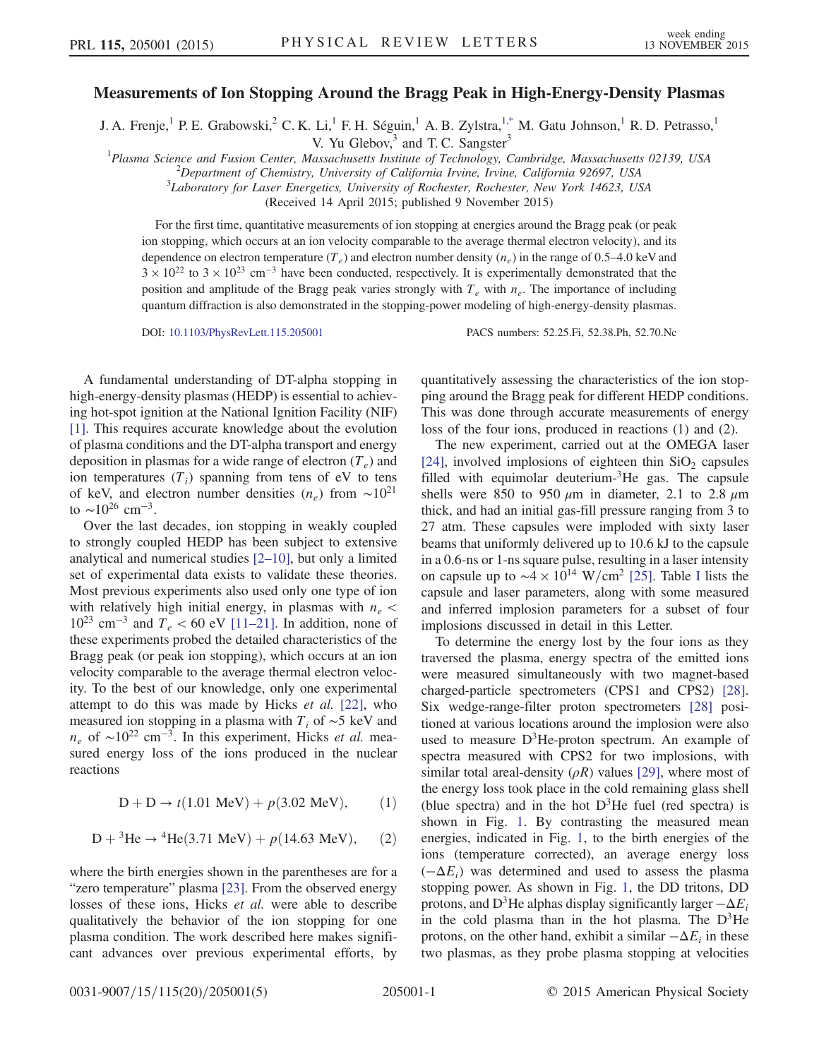# Measurements of Ion Stopping Around the Bragg Peak in High-Energy-Density Plasmas

J. A. Frenje,[1] P. E. Grabowski,[2] C. K. Li,[1] F. H. Séguin,[1] A. B. Zylstra,[1,*] M. Gatu Johnson,[1] R. D. Petrasso,[1] V. Yu Glebov,[3] and T. C. Sangster[3]

[1]Plasma Science and Fusion Center, Massachusetts Institute of Technology, Cambridge, Massachusetts 02139, USA

[2]Department of Chemistry, University of California Irvine, Irvine, California 92697, USA

[3]Laboratory for Laser Energetics, University of Rochester, Rochester, New York 14623, USA

(Received 14 April 2015; published 9 November 2015)

For the first time, quantitative measurements of ion stopping at energies around the Bragg peak (or peak ion stopping, which occurs at an ion velocity comparable to the average thermal electron velocity), and its dependence on electron temperature ($T_e$) and electron number density ($n_e$) in the range of 0.5–4.0 keV and $3\times10^{22}$ to $3\times10^{23}$ cm$^{-3}$ have been conducted, respectively. It is experimentally demonstrated that the position and amplitude of the Bragg peak varies strongly with $T_e$ with $n_e$. The importance of including quantum diffraction is also demonstrated in the stopping-power modeling of high-energy-density plasmas.

DOI: 10.1103/PhysRevLett.115.205001 PACS numbers: 52.25.Fi, 52.38.Ph, 52.70.Nc

A fundamental understanding of DT-alpha stopping in high-energy-density plasmas (HEDP) is essential to achieving hot-spot ignition at the National Ignition Facility (NIF) [1]. This requires accurate knowledge about the evolution of plasma conditions and the DT-alpha transport and energy deposition in plasmas for a wide range of electron ($T_e$) and ion temperatures ($T_i$) spanning from tens of eV to tens of keV, and electron number densities ($n_e$) from $\sim10^{21}$ to $\sim10^{26}$ cm$^{-3}$.

Over the last decades, ion stopping in weakly coupled to strongly coupled HEDP has been subject to extensive analytical and numerical studies [2–10], but only a limited set of experimental data exists to validate these theories. Most previous experiments also used only one type of ion with relatively high initial energy, in plasmas with $n_e < 10^{23}$ cm$^{-3}$ and $T_e < 60$ eV [11–21]. In addition, none of these experiments probed the detailed characteristics of the Bragg peak (or peak ion stopping), which occurs at an ion velocity comparable to the average thermal electron velocity. To the best of our knowledge, only one experimental attempt to do this was made by Hicks *et al.* [22], who measured ion stopping in a plasma with $T_i$ of $\sim$5 keV and $n_e$ of $\sim10^{22}$ cm$^{-3}$. In this experiment, Hicks *et al.* measured energy loss of the ions produced in the nuclear reactions

$$\mathrm{D} + \mathrm{D} \rightarrow t(1.01\ \mathrm{MeV}) + p(3.02\ \mathrm{MeV}), \qquad (1)$$

$$\mathrm{D} + {}^{3}\mathrm{He} \rightarrow {}^{4}\mathrm{He}(3.71\ \mathrm{MeV}) + p(14.63\ \mathrm{MeV}), \qquad (2)$$

where the birth energies shown in the parentheses are for a "zero temperature" plasma [23]. From the observed energy losses of these ions, Hicks *et al.* were able to describe qualitatively the behavior of the ion stopping for one plasma condition. The work described here makes significant advances over previous experimental efforts, by quantitatively assessing the characteristics of the ion stopping around the Bragg peak for different HEDP conditions. This was done through accurate measurements of energy loss of the four ions, produced in reactions (1) and (2).

The new experiment, carried out at the OMEGA laser [24], involved implosions of eighteen thin $SiO_2$ capsules filled with equimolar deuterium-$^3$He gas. The capsule shells were 850 to 950 $\mu$m in diameter, 2.1 to 2.8 $\mu$m thick, and had an initial gas-fill pressure ranging from 3 to 27 atm. These capsules were imploded with sixty laser beams that uniformly delivered up to 10.6 kJ to the capsule in a 0.6-ns or 1-ns square pulse, resulting in a laser intensity on capsule up to $\sim4\times10^{14}$ W/cm$^2$ [25]. Table I lists the capsule and laser parameters, along with some measured and inferred implosion parameters for a subset of four implosions discussed in detail in this Letter.

To determine the energy lost by the four ions as they traversed the plasma, energy spectra of the emitted ions were measured simultaneously with two magnet-based charged-particle spectrometers (CPS1 and CPS2) [28]. Six wedge-range-filter proton spectrometers [28] positioned at various locations around the implosion were also used to measure D$^3$He-proton spectrum. An example of spectra measured with CPS2 for two implosions, with similar total areal-density ($\rho R$) values [29], where most of the energy loss took place in the cold remaining glass shell (blue spectra) and in the hot D$^3$He fuel (red spectra) is shown in Fig. 1. By contrasting the measured mean energies, indicated in Fig. 1, to the birth energies of the ions (temperature corrected), an average energy loss ($-\Delta E_i$) was determined and used to assess the plasma stopping power. As shown in Fig. 1, the DD tritons, DD protons, and D$^3$He alphas display significantly larger $-\Delta E_i$ in the cold plasma than in the hot plasma. The D$^3$He protons, on the other hand, exhibit a similar $-\Delta E_i$ in these two plasmas, as they probe plasma stopping at velocities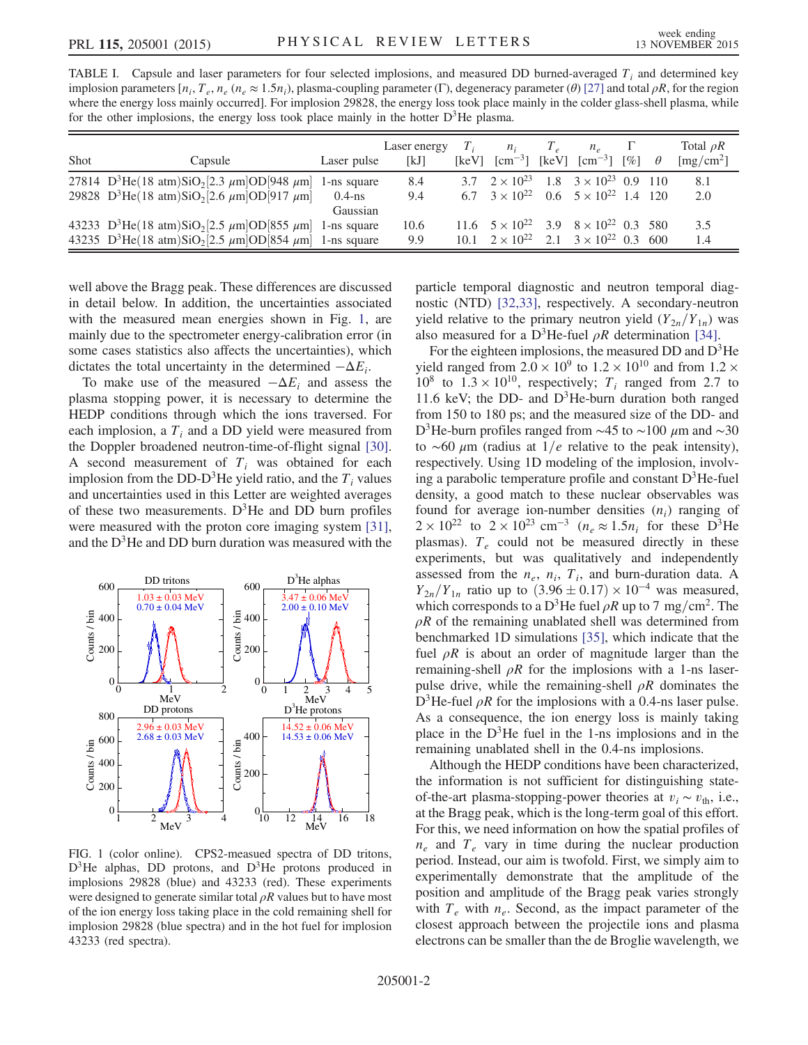TABLE I. Capsule and laser parameters for four selected implosions, and measured DD burned-averaged $T_i$ and determined key implosion parameters [$n_i$, $T_e$, $n_e$ ($n_e \approx 1.5 n_i$), plasma-coupling parameter ($\Gamma$), degeneracy parameter ($\theta$) [27] and total $\rho R$, for the region where the energy loss mainly occurred]. For implosion 29828, the energy loss took place mainly in the colder glass-shell plasma, while for the other implosions, the energy loss took place mainly in the hotter $D^3He$ plasma.

| Shot | Capsule | Laser pulse | Laser energy [kJ] | $T_i$ [keV] | $n_i$ [cm$^{-3}$] | $T_e$ [keV] | $n_e$ [cm$^{-3}$] | $\Gamma$ [%] | $\theta$ | Total $\rho R$ [mg/cm$^2$] |
|---|---|---|---|---|---|---|---|---|---|---|
| 27814 | $D^3He$(18 atm)$SiO_2$[2.3 μm]OD[948 μm] | 1-ns square | 8.4 | 3.7 | $2 \times 10^{23}$ | 1.8 | $3 \times 10^{23}$ | 0.9 | 110 | 8.1 |
| 29828 | $D^3He$(18 atm)$SiO_2$[2.6 μm]OD[917 μm] | 0.4-ns Gaussian | 9.4 | 6.7 | $3 \times 10^{22}$ | 0.6 | $5 \times 10^{22}$ | 1.4 | 120 | 2.0 |
| 43233 | $D^3He$(18 atm)$SiO_2$[2.5 μm]OD[855 μm] | 1-ns square | 10.6 | 11.6 | $5 \times 10^{22}$ | 3.9 | $8 \times 10^{22}$ | 0.3 | 580 | 3.5 |
| 43235 | $D^3He$(18 atm)$SiO_2$[2.5 μm]OD[854 μm] | 1-ns square | 9.9 | 10.1 | $2 \times 10^{22}$ | 2.1 | $3 \times 10^{22}$ | 0.3 | 600 | 1.4 |

well above the Bragg peak. These differences are discussed in detail below. In addition, the uncertainties associated with the measured mean energies shown in Fig. 1, are mainly due to the spectrometer energy-calibration error (in some cases statistics also affects the uncertainties), which dictates the total uncertainty in the determined $-\Delta E_i$.

To make use of the measured $-\Delta E_i$ and assess the plasma stopping power, it is necessary to determine the HEDP conditions through which the ions traversed. For each implosion, a $T_i$ and a DD yield were measured from the Doppler broadened neutron-time-of-flight signal [30]. A second measurement of $T_i$ was obtained for each implosion from the DD-$D^3He$ yield ratio, and the $T_i$ values and uncertainties used in this Letter are weighted averages of these two measurements. $D^3He$ and DD burn profiles were measured with the proton core imaging system [31], and the $D^3He$ and DD burn duration was measured with the particle temporal diagnostic and neutron temporal diagnostic (NTD) [32,33], respectively. A secondary-neutron yield relative to the primary neutron yield ($Y_{2n}/Y_{1n}$) was also measured for a $D^3He$-fuel $\rho R$ determination [34].

For the eighteen implosions, the measured DD and $D^3He$ yield ranged from $2.0 \times 10^9$ to $1.2 \times 10^{10}$ and from $1.2 \times 10^8$ to $1.3 \times 10^{10}$, respectively; $T_i$ ranged from 2.7 to 11.6 keV; the DD- and $D^3He$-burn duration both ranged from 150 to 180 ps; and the measured size of the DD- and $D^3He$-burn profiles ranged from ∼45 to ∼100 μm and ∼30 to ∼60 μm (radius at $1/e$ relative to the peak intensity), respectively. Using 1D modeling of the implosion, involving a parabolic temperature profile and constant $D^3He$-fuel density, a good match to these nuclear observables was found for average ion-number densities ($n_i$) ranging of $2 \times 10^{22}$ to $2 \times 10^{23}$ cm$^{-3}$ ($n_e \approx 1.5 n_i$ for these $D^3He$ plasmas). $T_e$ could not be measured directly in these experiments, but was qualitatively and independently assessed from the $n_e$, $n_i$, $T_i$, and burn-duration data. A $Y_{2n}/Y_{1n}$ ratio up to $(3.96 \pm 0.17) \times 10^{-4}$ was measured, which corresponds to a $D^3He$ fuel $\rho R$ up to 7 mg/cm$^2$. The $\rho R$ of the remaining unablated shell was determined from benchmarked 1D simulations [35], which indicate that the fuel $\rho R$ is about an order of magnitude larger than the remaining-shell $\rho R$ for the implosions with a 1-ns laser-pulse drive, while the remaining-shell $\rho R$ dominates the $D^3He$-fuel $\rho R$ for the implosions with a 0.4-ns laser pulse. As a consequence, the ion energy loss is mainly taking place in the $D^3He$ fuel in the 1-ns implosions and in the remaining unablated shell in the 0.4-ns implosions.

Although the HEDP conditions have been characterized, the information is not sufficient for distinguishing state-of-the-art plasma-stopping-power theories at $v_i \sim v_{\text{th}}$, i.e., at the Bragg peak, which is the long-term goal of this effort. For this, we need information on how the spatial profiles of $n_e$ and $T_e$ vary in time during the nuclear production period. Instead, our aim is twofold. First, we simply aim to experimentally demonstrate that the amplitude of the position and amplitude of the Bragg peak varies strongly with $T_e$ with $n_e$. Second, as the impact parameter of the closest approach between the projectile ions and plasma electrons can be smaller than the de Broglie wavelength, we

FIG. 1 (color online). CPS2-measued spectra of DD tritons, $D^3He$ alphas, DD protons, and $D^3He$ protons produced in implosions 29828 (blue) and 43233 (red). These experiments were designed to generate similar total $\rho R$ values but to have most of the ion energy loss taking place in the cold remaining shell for implosion 29828 (blue spectra) and in the hot fuel for implosion 43233 (red spectra).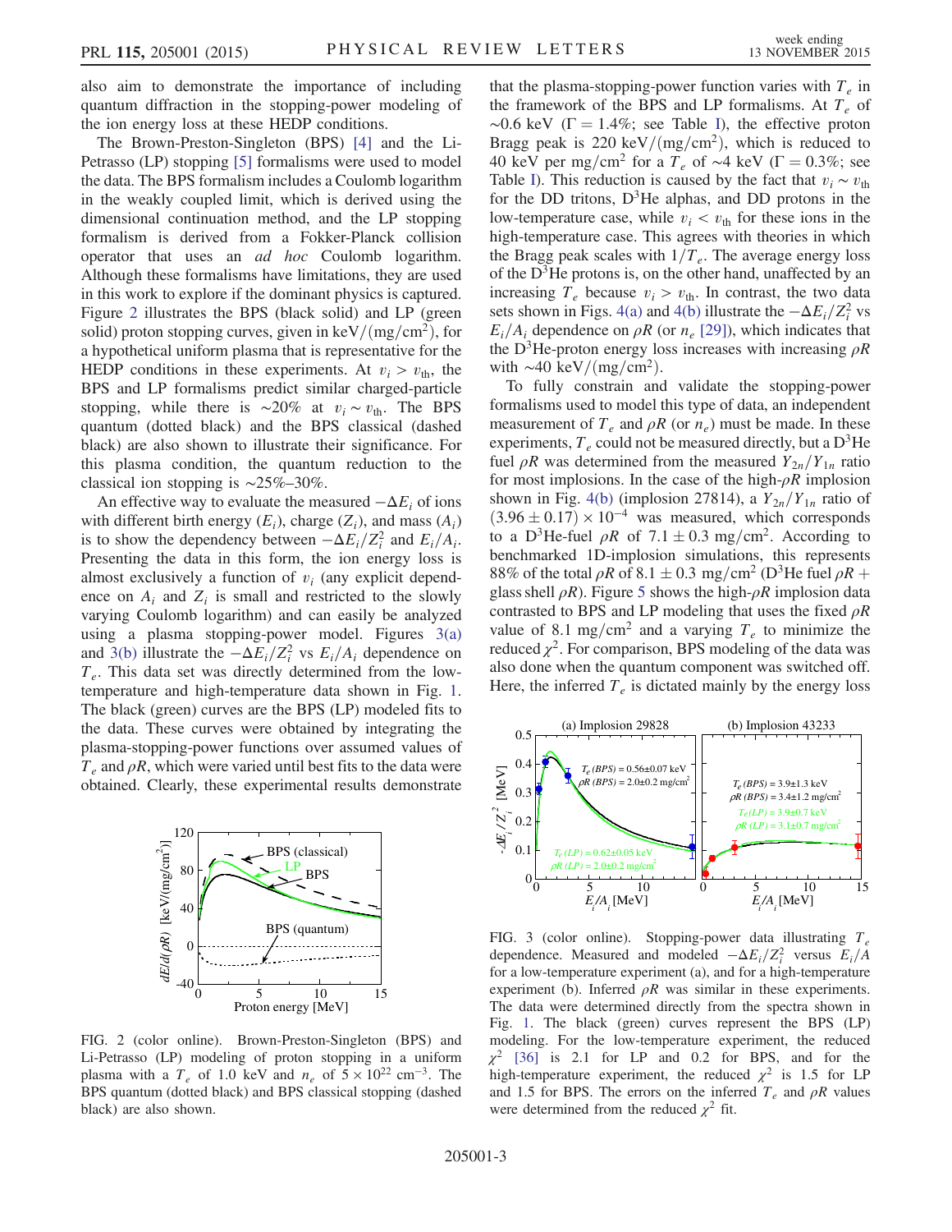also aim to demonstrate the importance of including quantum diffraction in the stopping-power modeling of the ion energy loss at these HEDP conditions.

The Brown-Preston-Singleton (BPS) [4] and the Li-Petrasso (LP) stopping [5] formalisms were used to model the data. The BPS formalism includes a Coulomb logarithm in the weakly coupled limit, which is derived using the dimensional continuation method, and the LP stopping formalism is derived from a Fokker-Planck collision operator that uses an *ad hoc* Coulomb logarithm. Although these formalisms have limitations, they are used in this work to explore if the dominant physics is captured. Figure 2 illustrates the BPS (black solid) and LP (green solid) proton stopping curves, given in keV/(mg/cm$^2$), for a hypothetical uniform plasma that is representative for the HEDP conditions in these experiments. At $v_i > v_{\rm th}$, the BPS and LP formalisms predict similar charged-particle stopping, while there is ~20% at $v_i \sim v_{\rm th}$. The BPS quantum (dotted black) and the BPS classical (dashed black) are also shown to illustrate their significance. For this plasma condition, the quantum reduction to the classical ion stopping is ~25%–30%.

An effective way to evaluate the measured $-\Delta E_i$ of ions with different birth energy ($E_i$), charge ($Z_i$), and mass ($A_i$) is to show the dependency between $-\Delta E_i/Z_i^2$ and $E_i/A_i$. Presenting the data in this form, the ion energy loss is almost exclusively a function of $v_i$ (any explicit dependence on $A_i$ and $Z_i$ is small and restricted to the slowly varying Coulomb logarithm) and can easily be analyzed using a plasma stopping-power model. Figures 3(a) and 3(b) illustrate the $-\Delta E_i/Z_i^2$ vs $E_i/A_i$ dependence on $T_e$. This data set was directly determined from the low-temperature and high-temperature data shown in Fig. 1. The black (green) curves are the BPS (LP) modeled fits to the data. These curves were obtained by integrating the plasma-stopping-power functions over assumed values of $T_e$ and $\rho R$, which were varied until best fits to the data were obtained. Clearly, these experimental results demonstrate

FIG. 2 (color online). Brown-Preston-Singleton (BPS) and Li-Petrasso (LP) modeling of proton stopping in a uniform plasma with a $T_e$ of 1.0 keV and $n_e$ of $5 \times 10^{22}$ cm$^{-3}$. The BPS quantum (dotted black) and BPS classical stopping (dashed black) are also shown.

that the plasma-stopping-power function varies with $T_e$ in the framework of the BPS and LP formalisms. At $T_e$ of ~0.6 keV ($\Gamma = 1.4\%$; see Table I), the effective proton Bragg peak is 220 keV/(mg/cm$^2$), which is reduced to 40 keV per mg/cm$^2$ for a $T_e$ of ~4 keV ($\Gamma = 0.3\%$; see Table I). This reduction is caused by the fact that $v_i \sim v_{\rm th}$ for the DD tritons, D$^3$He alphas, and DD protons in the low-temperature case, while $v_i < v_{\rm th}$ for these ions in the high-temperature case. This agrees with theories in which the Bragg peak scales with $1/T_e$. The average energy loss of the D$^3$He protons is, on the other hand, unaffected by an increasing $T_e$ because $v_i > v_{\rm th}$. In contrast, the two data sets shown in Figs. 4(a) and 4(b) illustrate the $-\Delta E_i/Z_i^2$ vs $E_i/A_i$ dependence on $\rho R$ (or $n_e$ [29]), which indicates that the D$^3$He-proton energy loss increases with increasing $\rho R$ with ~40 keV/(mg/cm$^2$).

To fully constrain and validate the stopping-power formalisms used to model this type of data, an independent measurement of $T_e$ and $\rho R$ (or $n_e$) must be made. In these experiments, $T_e$ could not be measured directly, but a D$^3$He fuel $\rho R$ was determined from the measured $Y_{2n}/Y_{1n}$ ratio for most implosions. In the case of the high-$\rho R$ implosion shown in Fig. 4(b) (implosion 27814), a $Y_{2n}/Y_{1n}$ ratio of $(3.96 \pm 0.17) \times 10^{-4}$ was measured, which corresponds to a D$^3$He-fuel $\rho R$ of $7.1 \pm 0.3$ mg/cm$^2$. According to benchmarked 1D-implosion simulations, this represents 88% of the total $\rho R$ of $8.1 \pm 0.3$ mg/cm$^2$ (D$^3$He fuel $\rho R$ + glass shell $\rho R$). Figure 5 shows the high-$\rho R$ implosion data contrasted to BPS and LP modeling that uses the fixed $\rho R$ value of 8.1 mg/cm$^2$ and a varying $T_e$ to minimize the reduced $\chi^2$. For comparison, BPS modeling of the data was also done when the quantum component was switched off. Here, the inferred $T_e$ is dictated mainly by the energy loss

FIG. 3 (color online). Stopping-power data illustrating $T_e$ dependence. Measured and modeled $-\Delta E_i/Z_i^2$ versus $E_i/A$ for a low-temperature experiment (a), and for a high-temperature experiment (b). Inferred $\rho R$ was similar in these experiments. The data were determined directly from the spectra shown in Fig. 1. The black (green) curves represent the BPS (LP) modeling. For the low-temperature experiment, the reduced $\chi^2$ [36] is 2.1 for LP and 0.2 for BPS, and for the high-temperature experiment, the reduced $\chi^2$ is 1.5 for LP and 1.5 for BPS. The errors on the inferred $T_e$ and $\rho R$ values were determined from the reduced $\chi^2$ fit.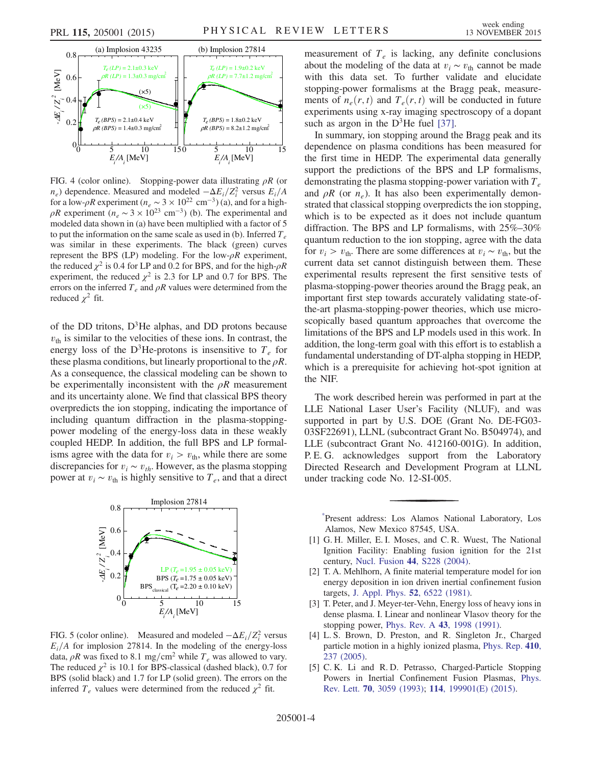FIG. 4 (color online). Stopping-power data illustrating $\rho R$ (or $n_e$) dependence. Measured and modeled $-\Delta E_i/Z_i^2$ versus $E_i/A$ for a low-$\rho R$ experiment ($n_e \sim 3 \times 10^{22}$ cm$^{-3}$) (a), and for a high-$\rho R$ experiment ($n_e \sim 3 \times 10^{23}$ cm$^{-3}$) (b). The experimental and modeled data shown in (a) have been multiplied with a factor of 5 to put the information on the same scale as used in (b). Inferred $T_e$ was similar in these experiments. The black (green) curves represent the BPS (LP) modeling. For the low-$\rho R$ experiment, the reduced $\chi^2$ is 0.4 for LP and 0.2 for BPS, and for the high-$\rho R$ experiment, the reduced $\chi^2$ is 2.3 for LP and 0.7 for BPS. The errors on the inferred $T_e$ and $\rho R$ values were determined from the reduced $\chi^2$ fit.

of the DD tritons, D$^3$He alphas, and DD protons because $v_{\rm th}$ is similar to the velocities of these ions. In contrast, the energy loss of the D$^3$He-protons is insensitive to $T_e$ for these plasma conditions, but linearly proportional to the $\rho R$. As a consequence, the classical modeling can be shown to be experimentally inconsistent with the $\rho R$ measurement and its uncertainty alone. We find that classical BPS theory overpredicts the ion stopping, indicating the importance of including quantum diffraction in the plasma-stopping-power modeling of the energy-loss data in these weakly coupled HEDP. In addition, the full BPS and LP formalisms agree with the data for $v_i > v_{\rm th}$, while there are some discrepancies for $v_i \sim v_{th}$. However, as the plasma stopping power at $v_i \sim v_{\rm th}$ is highly sensitive to $T_e$, and that a direct measurement of $T_e$ is lacking, any definite conclusions about the modeling of the data at $v_i \sim v_{\rm th}$ cannot be made with this data set. To further validate and elucidate stopping-power formalisms at the Bragg peak, measurements of $n_e(r,t)$ and $T_e(r,t)$ will be conducted in future experiments using x-ray imaging spectroscopy of a dopant such as argon in the D$^3$He fuel [37].

FIG. 5 (color online). Measured and modeled $-\Delta E_i/Z_i^2$ versus $E_i/A$ for implosion 27814. In the modeling of the energy-loss data, $\rho R$ was fixed to 8.1 mg/cm$^2$ while $T_e$ was allowed to vary. The reduced $\chi^2$ is 10.1 for BPS-classical (dashed black), 0.7 for BPS (solid black) and 1.7 for LP (solid green). The errors on the inferred $T_e$ values were determined from the reduced $\chi^2$ fit.

In summary, ion stopping around the Bragg peak and its dependence on plasma conditions has been measured for the first time in HEDP. The experimental data generally support the predictions of the BPS and LP formalisms, demonstrating the plasma stopping-power variation with $T_e$ and $\rho R$ (or $n_e$). It has also been experimentally demonstrated that classical stopping overpredicts the ion stopping, which is to be expected as it does not include quantum diffraction. The BPS and LP formalisms, with 25%–30% quantum reduction to the ion stopping, agree with the data for $v_i > v_{\rm th}$. There are some differences at $v_i \sim v_{\rm th}$, but the current data set cannot distinguish between them. These experimental results represent the first sensitive tests of plasma-stopping-power theories around the Bragg peak, an important first step towards accurately validating state-of-the-art plasma-stopping-power theories, which use microscopically based quantum approaches that overcome the limitations of the BPS and LP models used in this work. In addition, the long-term goal with this effort is to establish a fundamental understanding of DT-alpha stopping in HEDP, which is a prerequisite for achieving hot-spot ignition at the NIF.

The work described herein was performed in part at the LLE National Laser User's Facility (NLUF), and was supported in part by U.S. DOE (Grant No. DE-FG03-03SF22691), LLNL (subcontract Grant No. B504974), and LLE (subcontract Grant No. 412160-001G). In addition, P. E. G. acknowledges support from the Laboratory Directed Research and Development Program at LLNL under tracking code No. 12-SI-005.

*Present address: Los Alamos National Laboratory, Los Alamos, New Mexico 87545, USA.

[1] G. H. Miller, E. I. Moses, and C. R. Wuest, The National Ignition Facility: Enabling fusion ignition for the 21st century, Nucl. Fusion **44**, S228 (2004).

[2] T. A. Mehlhorn, A finite material temperature model for ion energy deposition in ion driven inertial confinement fusion targets, J. Appl. Phys. **52**, 6522 (1981).

[3] T. Peter, and J. Meyer-ter-Vehn, Energy loss of heavy ions in dense plasma. I. Linear and nonlinear Vlasov theory for the stopping power, Phys. Rev. A **43**, 1998 (1991).

[4] L. S. Brown, D. Preston, and R. Singleton Jr., Charged particle motion in a highly ionized plasma, Phys. Rep. **410**, 237 (2005).

[5] C. K. Li and R. D. Petrasso, Charged-Particle Stopping Powers in Inertial Confinement Fusion Plasmas, Phys. Rev. Lett. **70**, 3059 (1993); **114**, 199901(E) (2015).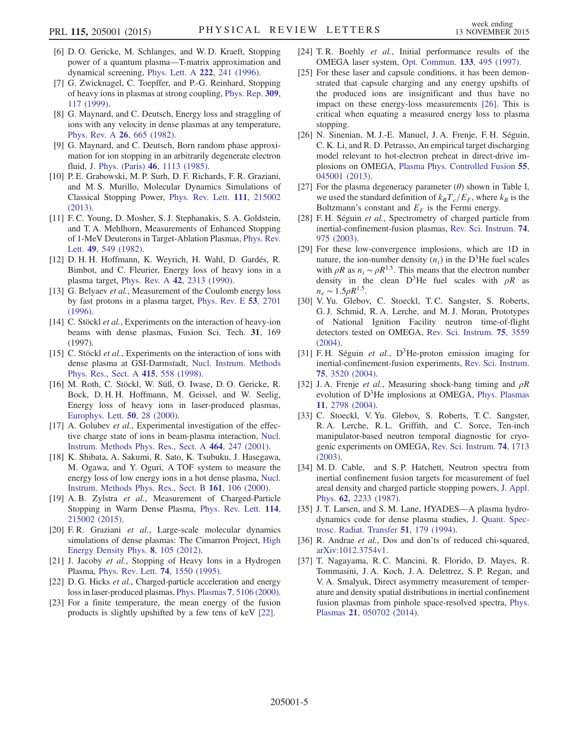[6] D. O. Gericke, M. Schlanges, and W. D. Kraeft, Stopping power of a quantum plasma—T-matrix approximation and dynamical screening, Phys. Lett. A **222**, 241 (1996).

[7] G. Zwicknagel, C. Toepffer, and P.-G. Reinhard, Stopping of heavy ions in plasmas at strong coupling, Phys. Rep. **309**, 117 (1999).

[8] G. Maynard, and C. Deutsch, Energy loss and straggling of ions with any velocity in dense plasmas at any temperature, Phys. Rev. A **26**, 665 (1982).

[9] G. Maynard, and C. Deutsch, Born random phase approximation for ion stopping in an arbitrarily degenerate electron fluid, J. Phys. (Paris) **46**, 1113 (1985).

[10] P. E. Grabowski, M. P. Surh, D. F. Richards, F. R. Graziani, and M. S. Murillo, Molecular Dynamics Simulations of Classical Stopping Power, Phys. Rev. Lett. **111**, 215002 (2013).

[11] F. C. Young, D. Mosher, S. J. Stephanakis, S. A. Goldstein, and T. A. Mehlhorn, Measurements of Enhanced Stopping of 1-MeV Deuterons in Target-Ablation Plasmas, Phys. Rev. Lett. **49**, 549 (1982).

[12] D. H. H. Hoffmann, K. Weyrich, H. Wahl, D. Gardés, R. Bimbot, and C. Fleurier, Energy loss of heavy ions in a plasma target, Phys. Rev. A **42**, 2313 (1990).

[13] G. Belyaev *et al.*, Measurement of the Coulomb energy loss by fast protons in a plasma target, Phys. Rev. E **53**, 2701 (1996).

[14] C. Stöckl *et al.*, Experiments on the interaction of heavy-ion beams with dense plasmas, Fusion Sci. Tech. **31**, 169 (1997).

[15] C. Stöckl *et al.*, Experiments on the interaction of ions with dense plasma at GSI-Darmstadt, Nucl. Instrum. Methods Phys. Res., Sect. A **415**, 558 (1998).

[16] M. Roth, C. Stöckl, W. Süß, O. Iwase, D. O. Gericke, R. Bock, D. H. H. Hoffmann, M. Geissel, and W. Seelig, Energy loss of heavy ions in laser-produced plasmas, Europhys. Lett. **50**, 28 (2000).

[17] A. Golubev *et al.*, Experimental investigation of the effective charge state of ions in beam-plasma interaction, Nucl. Instrum. Methods Phys. Res., Sect. A **464**, 247 (2001).

[18] K. Shibata, A. Sakumi, R. Sato, K. Tsubuku, J. Hasegawa, M. Ogawa, and Y. Oguri, A TOF system to measure the energy loss of low energy ions in a hot dense plasma, Nucl. Instrum. Methods Phys. Res., Sect. B **161**, 106 (2000).

[19] A. B. Zylstra *et al.*, Measurement of Charged-Particle Stopping in Warm Dense Plasma, Phys. Rev. Lett. **114**, 215002 (2015).

[20] F. R. Graziani *et al.*, Large-scale molecular dynamics simulations of dense plasmas: The Cimarron Project, High Energy Density Phys. **8**, 105 (2012).

[21] J. Jacoby *et al.*, Stopping of Heavy Ions in a Hydrogen Plasma, Phys. Rev. Lett. **74**, 1550 (1995).

[22] D. G. Hicks *et al.*, Charged-particle acceleration and energy loss in laser-produced plasmas, Phys. Plasmas **7**, 5106 (2000).

[23] For a finite temperature, the mean energy of the fusion products is slightly upshifted by a few tens of keV [22].

[24] T. R. Boehly *et al.*, Initial performance results of the OMEGA laser system, Opt. Commun. **133**, 495 (1997).

[25] For these laser and capsule conditions, it has been demonstrated that capsule charging and any energy upshifts of the produced ions are insignificant and thus have no impact on these energy-loss measurements [26]. This is critical when equating a measured energy loss to plasma stopping.

[26] N. Sinenian, M. J.-E. Manuel, J. A. Frenje, F. H. Séguin, C. K. Li, and R. D. Petrasso, An empirical target discharging model relevant to hot-electron preheat in direct-drive implosions on OMEGA, Plasma Phys. Controlled Fusion **55**, 045001 (2013).

[27] For the plasma degeneracy parameter ($\theta$) shown in Table I, we used the standard definition of $k_BT_e/E_F$, where $k_B$ is the Boltzmann's constant and $E_F$ is the Fermi energy.

[28] F. H. Séguin *et al.*, Spectrometry of charged particle from inertial-confinement-fusion plasmas, Rev. Sci. Instrum. **74**, 975 (2003).

[29] For these low-convergence implosions, which are 1D in nature, the ion-number density ($n_i$) in the $D^3He$ fuel scales with $\rho R$ as $n_i \sim \rho R^{1.5}$. This means that the electron number density in the clean $D^3He$ fuel scales with $\rho R$ as $n_e \sim 1.5\rho R^{1.5}$.

[30] V. Yu. Glebov, C. Stoeckl, T. C. Sangster, S. Roberts, G. J. Schmid, R. A. Lerche, and M. J. Moran, Prototypes of National Ignition Facility neutron time-of-flight detectors tested on OMEGA, Rev. Sci. Instrum. **75**, 3559 (2004).

[31] F. H. Séguin *et al.*, $D^3He$-proton emission imaging for inertial-confinement-fusion experiments, Rev. Sci. Instrum. **75**, 3520 (2004).

[32] J. A. Frenje *et al.*, Measuring shock-bang timing and $\rho R$ evolution of $D^3He$ implosions at OMEGA, Phys. Plasmas **11**, 2798 (2004).

[33] C. Stoeckl, V. Yu. Glebov, S. Roberts, T. C. Sangster, R. A. Lerche, R. L. Griffith, and C. Sorce, Ten-inch manipulator-based neutron temporal diagnostic for cryogenic experiments on OMEGA, Rev. Sci. Instrum. **74**, 1713 (2003).

[34] M. D. Cable, and S. P. Hatchett, Neutron spectra from inertial confinement fusion targets for measurement of fuel areal density and charged particle stopping powers, J. Appl. Phys. **62**, 2233 (1987).

[35] J. T. Larsen, and S. M. Lane, HYADES—A plasma hydrodynamics code for dense plasma studies, J. Quant. Spectrosc. Radiat. Transfer **51**, 179 (1994).

[36] R. Andrae *et al.*, Dos and don'ts of reduced chi-squared, arXiv:1012.3754v1.

[37] T. Nagayama, R. C. Mancini, R. Florido, D. Mayes, R. Tommasini, J. A. Koch, J. A. Delettrez, S. P. Regan, and V. A. Smalyuk, Direct asymmetry measurement of temperature and density spatial distributions in inertial confinement fusion plasmas from pinhole space-resolved spectra, Phys. Plasmas **21**, 050702 (2014).